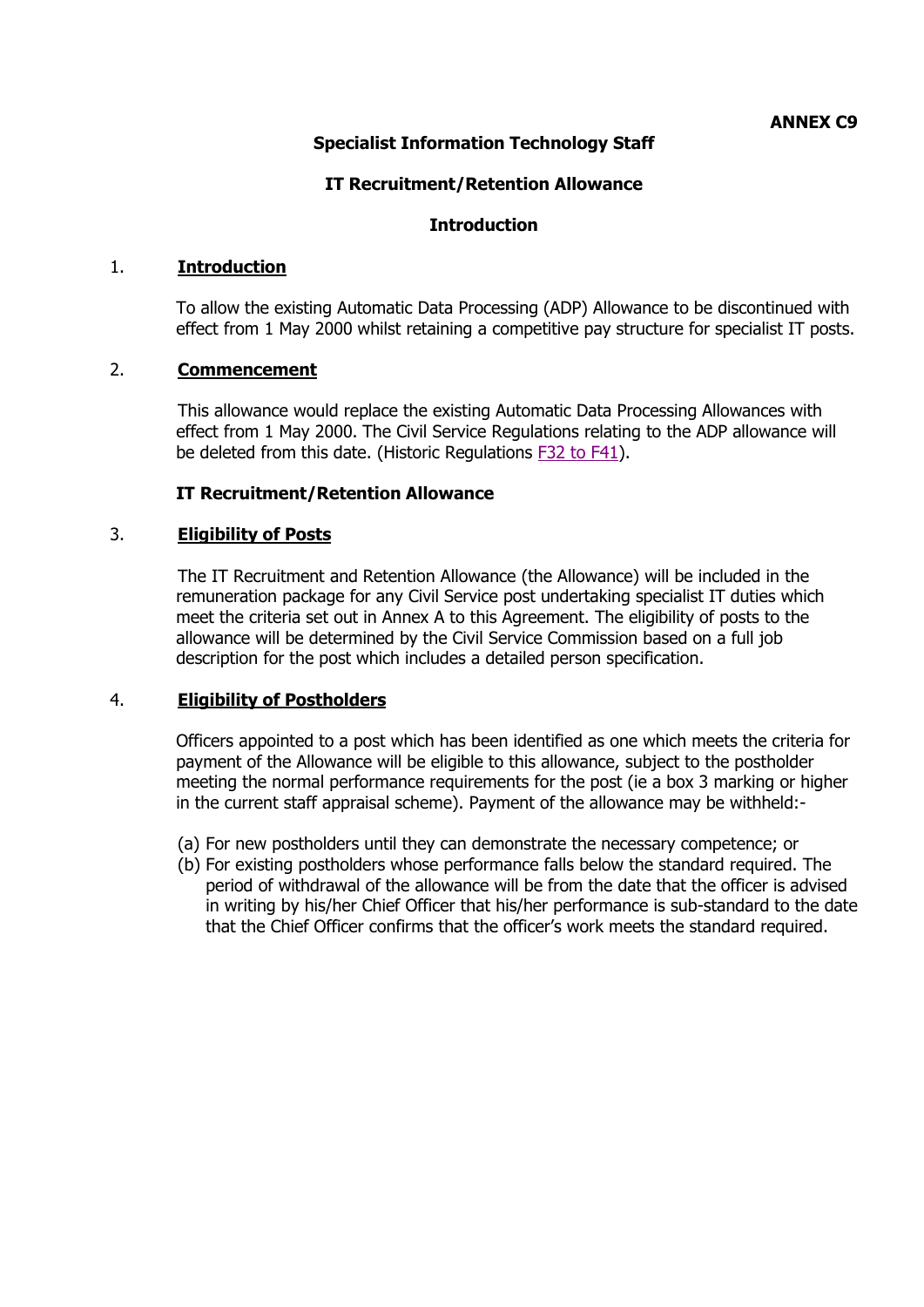**ANNEX C9**

## Specialist Information Technology Staff

## IT Recruitment/Retention Allowance

## Introduction

### 1. Introduction

To allow the existing Automatic Data Processing (ADP) Allowance to be discontinued with effect from 1 May 2000 whilst retaining a competitive pay structure for specialist IT posts.

### 2. Commencement

This allowance would replace the existing Automatic Data Processing Allowances with effect from 1 May 2000. The Civil Service Regulations relating to the ADP allowance will be deleted from this date. (Historic Regulations F32 to F41).

### IT Recruitment/Retention Allowance

### 3. Eligibility of Posts

The IT Recruitment and Retention Allowance (the Allowance) will be included in the remuneration package for any Civil Service post undertaking specialist IT duties which meet the criteria set out in Annex A to this Agreement. The eligibility of posts to the allowance will be determined by the Civil Service Commission based on a full job description for the post which includes a detailed person specification.

### 4. Eligibility of Postholders

Officers appointed to a post which has been identified as one which meets the criteria for payment of the Allowance will be eligible to this allowance, subject to the postholder meeting the normal performance requirements for the post (ie a box 3 marking or higher in the current staff appraisal scheme). Payment of the allowance may be withheld:-

(a) For new postholders until they can demonstrate the necessary competence; or
(b) For existing postholders whose performance falls below the standard required. The period of withdrawal of the allowance will be from the date that the officer is advised in writing by his/her Chief Officer that his/her performance is sub-standard to the date that the Chief Officer confirms that the officer's work meets the standard required.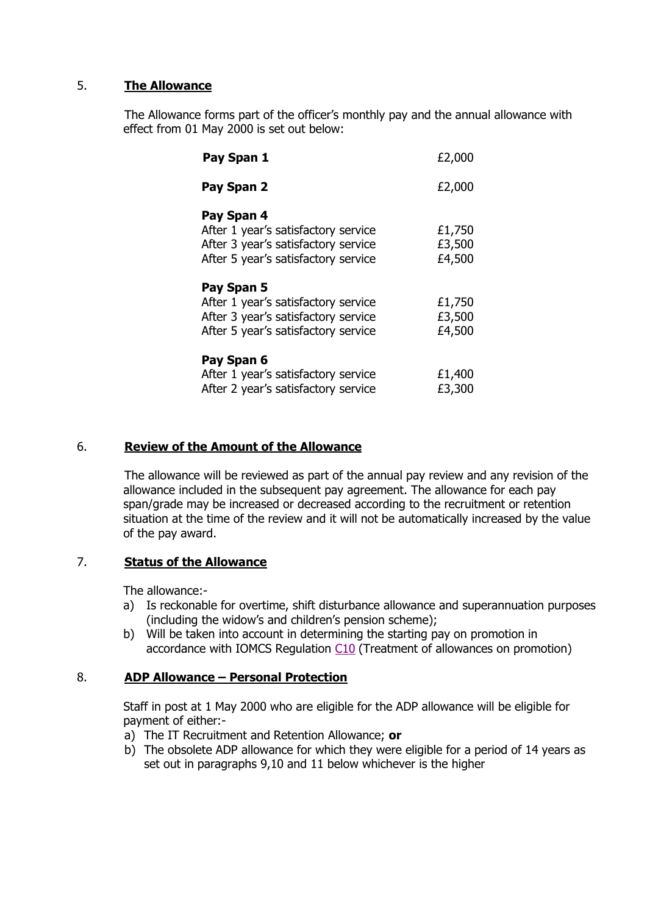## 5. **The Allowance**

The Allowance forms part of the officer's monthly pay and the annual allowance with effect from 01 May 2000 is set out below:

| | |
|---|---|
| **Pay Span 1** | £2,000 |
| **Pay Span 2** | £2,000 |
| **Pay Span 4** | |
| After 1 year's satisfactory service | £1,750 |
| After 3 year's satisfactory service | £3,500 |
| After 5 year's satisfactory service | £4,500 |
| **Pay Span 5** | |
| After 1 year's satisfactory service | £1,750 |
| After 3 year's satisfactory service | £3,500 |
| After 5 year's satisfactory service | £4,500 |
| **Pay Span 6** | |
| After 1 year's satisfactory service | £1,400 |
| After 2 year's satisfactory service | £3,300 |

## 6. **Review of the Amount of the Allowance**

The allowance will be reviewed as part of the annual pay review and any revision of the allowance included in the subsequent pay agreement. The allowance for each pay span/grade may be increased or decreased according to the recruitment or retention situation at the time of the review and it will not be automatically increased by the value of the pay award.

## 7. **Status of the Allowance**

The allowance:-

a) Is reckonable for overtime, shift disturbance allowance and superannuation purposes (including the widow's and children's pension scheme);
b) Will be taken into account in determining the starting pay on promotion in accordance with IOMCS Regulation C10 (Treatment of allowances on promotion)

## 8. **ADP Allowance – Personal Protection**

Staff in post at 1 May 2000 who are eligible for the ADP allowance will be eligible for payment of either:-

a) The IT Recruitment and Retention Allowance; **or**
b) The obsolete ADP allowance for which they were eligible for a period of 14 years as set out in paragraphs 9,10 and 11 below whichever is the higher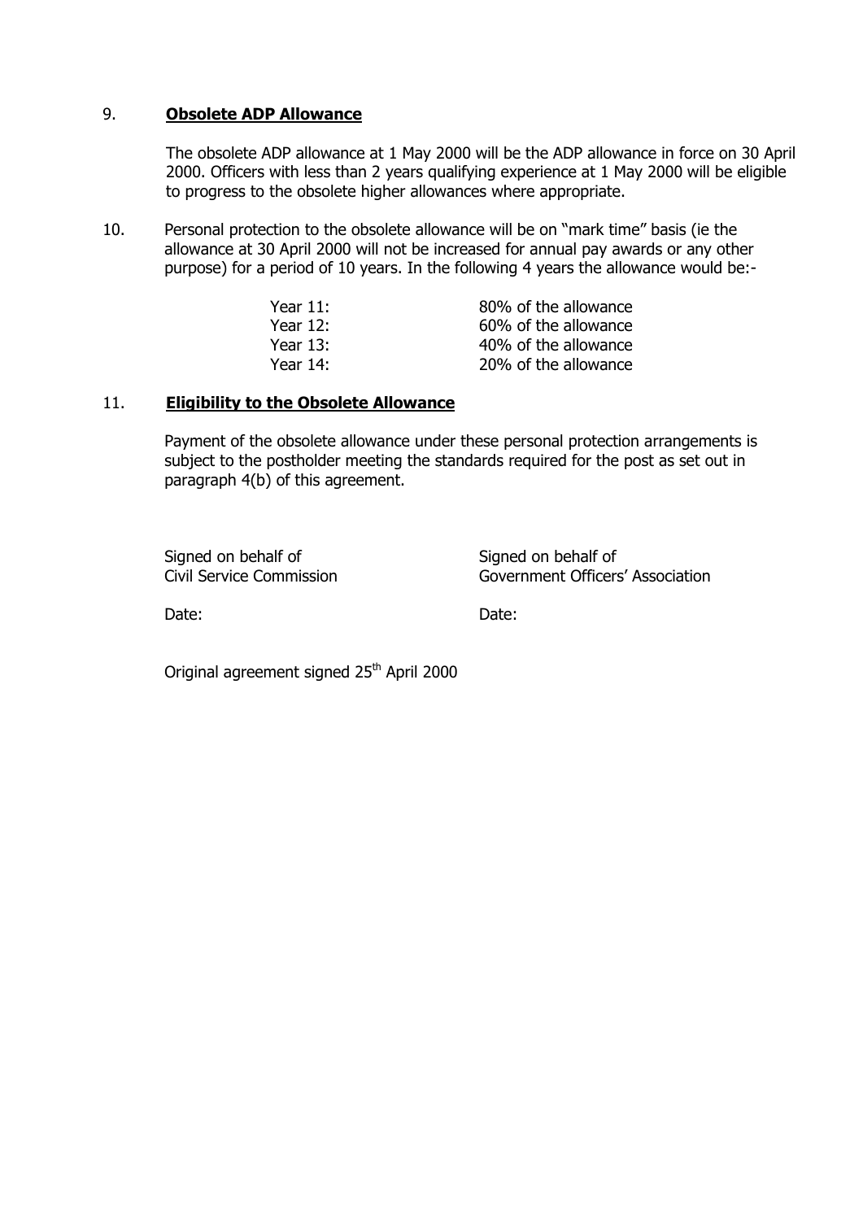9. **Obsolete ADP Allowance**

   The obsolete ADP allowance at 1 May 2000 will be the ADP allowance in force on 30 April 2000. Officers with less than 2 years qualifying experience at 1 May 2000 will be eligible to progress to the obsolete higher allowances where appropriate.

10. Personal protection to the obsolete allowance will be on "mark time" basis (ie the allowance at 30 April 2000 will not be increased for annual pay awards or any other purpose) for a period of 10 years. In the following 4 years the allowance would be:-

| | |
|---|---|
| Year 11: | 80% of the allowance |
| Year 12: | 60% of the allowance |
| Year 13: | 40% of the allowance |
| Year 14: | 20% of the allowance |

11. **Eligibility to the Obsolete Allowance**

    Payment of the obsolete allowance under these personal protection arrangements is subject to the postholder meeting the standards required for the post as set out in paragraph 4(b) of this agreement.

| | |
|---|---|
| Signed on behalf of<br>Civil Service Commission | Signed on behalf of<br>Government Officers' Association |
| Date: | Date: |

Original agreement signed 25th April 2000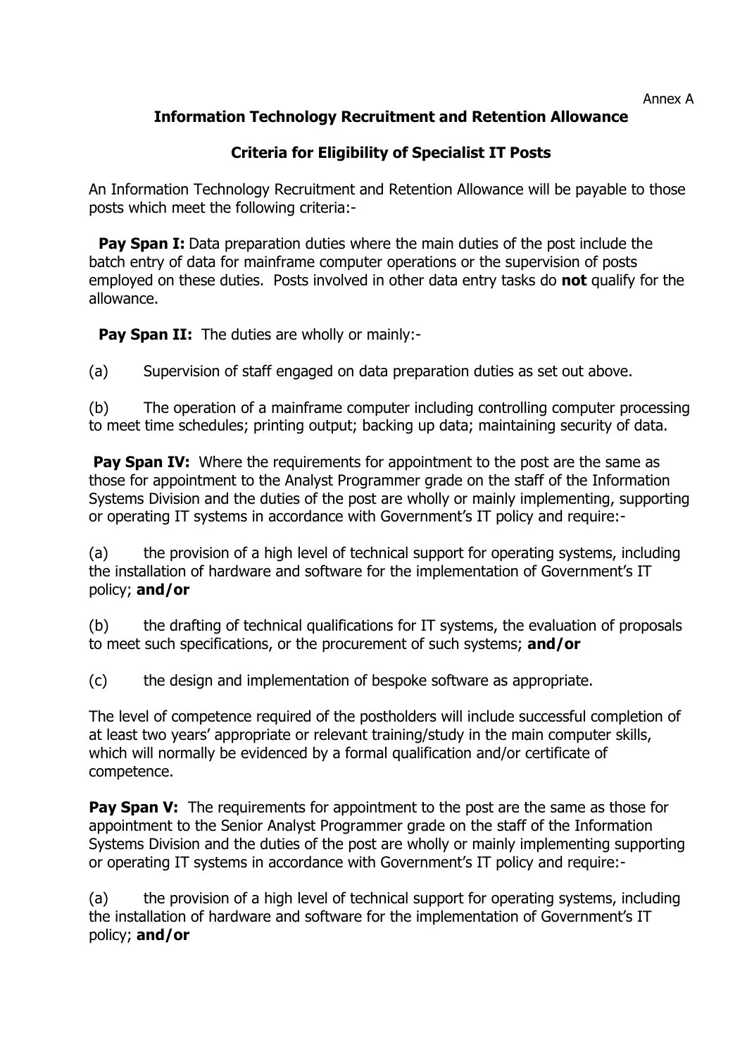Annex A

**Information Technology Recruitment and Retention Allowance**

**Criteria for Eligibility of Specialist IT Posts**

An Information Technology Recruitment and Retention Allowance will be payable to those posts which meet the following criteria:-

**Pay Span I:** Data preparation duties where the main duties of the post include the batch entry of data for mainframe computer operations or the supervision of posts employed on these duties. Posts involved in other data entry tasks do **not** qualify for the allowance.

**Pay Span II:** The duties are wholly or mainly:-

(a) Supervision of staff engaged on data preparation duties as set out above.

(b) The operation of a mainframe computer including controlling computer processing to meet time schedules; printing output; backing up data; maintaining security of data.

**Pay Span IV:** Where the requirements for appointment to the post are the same as those for appointment to the Analyst Programmer grade on the staff of the Information Systems Division and the duties of the post are wholly or mainly implementing, supporting or operating IT systems in accordance with Government's IT policy and require:-

(a) the provision of a high level of technical support for operating systems, including the installation of hardware and software for the implementation of Government's IT policy; **and/or**

(b) the drafting of technical qualifications for IT systems, the evaluation of proposals to meet such specifications, or the procurement of such systems; **and/or**

(c) the design and implementation of bespoke software as appropriate.

The level of competence required of the postholders will include successful completion of at least two years' appropriate or relevant training/study in the main computer skills, which will normally be evidenced by a formal qualification and/or certificate of competence.

**Pay Span V:** The requirements for appointment to the post are the same as those for appointment to the Senior Analyst Programmer grade on the staff of the Information Systems Division and the duties of the post are wholly or mainly implementing supporting or operating IT systems in accordance with Government's IT policy and require:-

(a) the provision of a high level of technical support for operating systems, including the installation of hardware and software for the implementation of Government's IT policy; **and/or**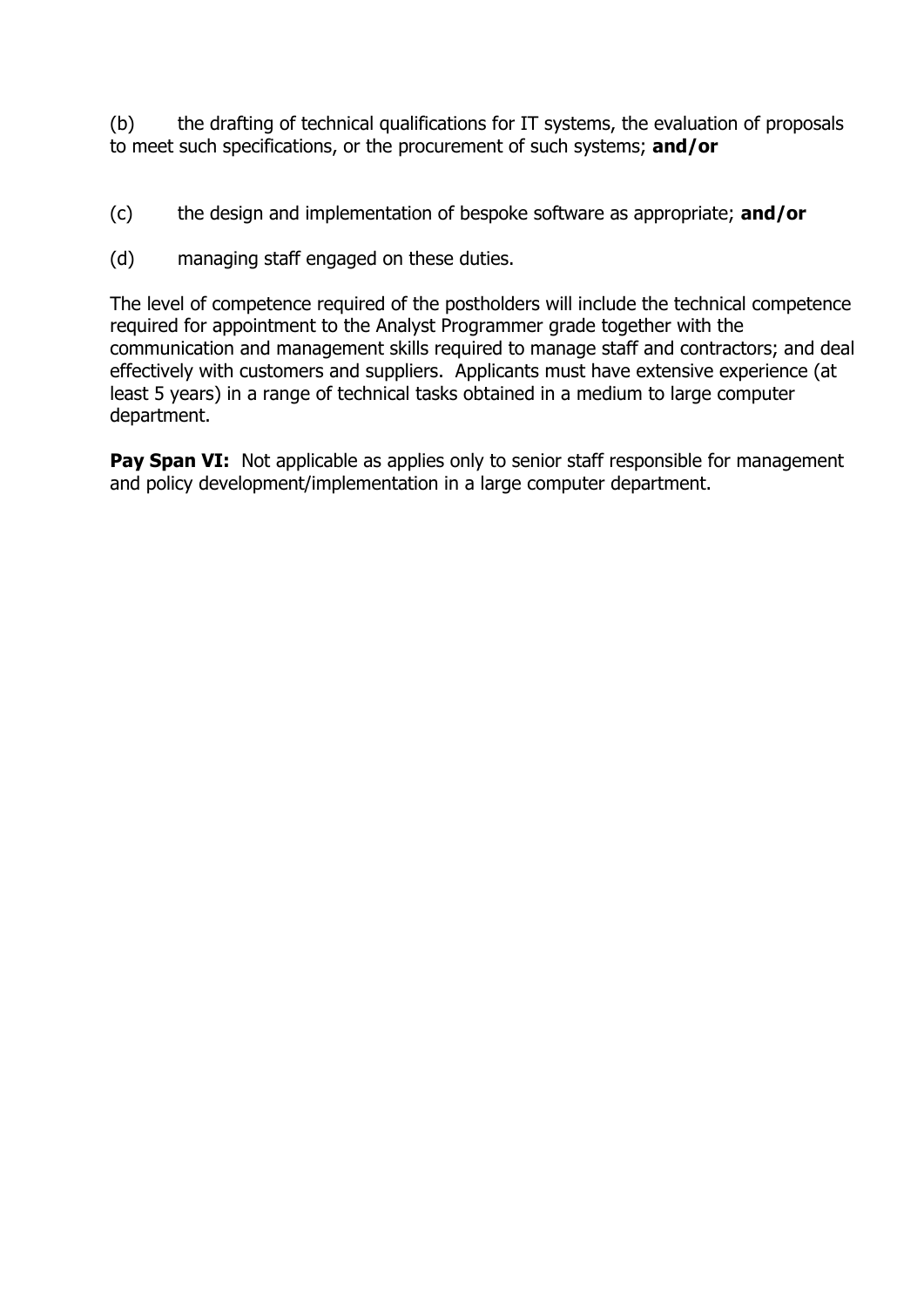(b) the drafting of technical qualifications for IT systems, the evaluation of proposals to meet such specifications, or the procurement of such systems; **and/or**

(c) the design and implementation of bespoke software as appropriate; **and/or**

(d) managing staff engaged on these duties.

The level of competence required of the postholders will include the technical competence required for appointment to the Analyst Programmer grade together with the communication and management skills required to manage staff and contractors; and deal effectively with customers and suppliers. Applicants must have extensive experience (at least 5 years) in a range of technical tasks obtained in a medium to large computer department.

**Pay Span VI:** Not applicable as applies only to senior staff responsible for management and policy development/implementation in a large computer department.